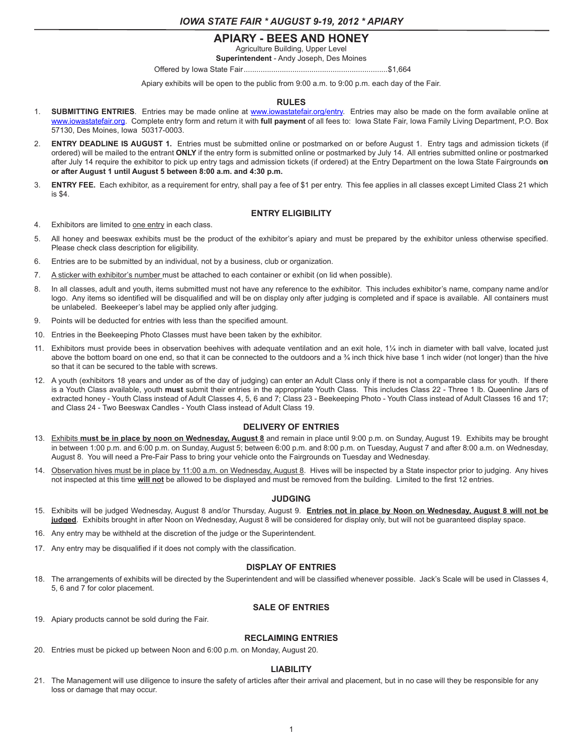# APIARY - BEES AND HONEY

Agriculture Building, Upper Level

**Superintendent** - Andy Joseph, Des Moines

Offered by Iowa State Fair....................................................................$1,664

Apiary exhibits will be open to the public from 9:00 a.m. to 9:00 p.m. each day of the Fair.

## RULES

1. **SUBMITTING ENTRIES**. Entries may be made online at www.iowastatefair.org/entry. Entries may also be made on the form available online at www.iowastatefair.org. Complete entry form and return it with **full payment** of all fees to: Iowa State Fair, Iowa Family Living Department, P.O. Box 57130, Des Moines, Iowa 50317-0003.

2. **ENTRY DEADLINE IS AUGUST 1.** Entries must be submitted online or postmarked on or before August 1. Entry tags and admission tickets (if ordered) will be mailed to the entrant **ONLY** if the entry form is submitted online or postmarked by July 14. All entries submitted online or postmarked after July 14 require the exhibitor to pick up entry tags and admission tickets (if ordered) at the Entry Department on the Iowa State Fairgrounds **on or after August 1 until August 5 between 8:00 a.m. and 4:30 p.m.**

3. **ENTRY FEE.** Each exhibitor, as a requirement for entry, shall pay a fee of $1 per entry. This fee applies in all classes except Limited Class 21 which is $4.

## ENTRY ELIGIBILITY

4. Exhibitors are limited to one entry in each class.

5. All honey and beeswax exhibits must be the product of the exhibitor's apiary and must be prepared by the exhibitor unless otherwise specified. Please check class description for eligibility.

6. Entries are to be submitted by an individual, not by a business, club or organization.

7. A sticker with exhibitor's number must be attached to each container or exhibit (on lid when possible).

8. In all classes, adult and youth, items submitted must not have any reference to the exhibitor. This includes exhibitor's name, company name and/or logo. Any items so identified will be disqualified and will be on display only after judging is completed and if space is available. All containers must be unlabeled. Beekeeper's label may be applied only after judging.

9. Points will be deducted for entries with less than the specified amount.

10. Entries in the Beekeeping Photo Classes must have been taken by the exhibitor.

11. Exhibitors must provide bees in observation beehives with adequate ventilation and an exit hole, 1¼ inch in diameter with ball valve, located just above the bottom board on one end, so that it can be connected to the outdoors and a ¾ inch thick hive base 1 inch wider (not longer) than the hive so that it can be secured to the table with screws.

12. A youth (exhibitors 18 years and under as of the day of judging) can enter an Adult Class only if there is not a comparable class for youth. If there is a Youth Class available, youth **must** submit their entries in the appropriate Youth Class. This includes Class 22 - Three 1 lb. Queenline Jars of extracted honey - Youth Class instead of Adult Classes 4, 5, 6 and 7; Class 23 - Beekeeping Photo - Youth Class instead of Adult Classes 16 and 17; and Class 24 - Two Beeswax Candles - Youth Class instead of Adult Class 19.

## DELIVERY OF ENTRIES

13. Exhibits **must be in place by noon on Wednesday, August 8** and remain in place until 9:00 p.m. on Sunday, August 19. Exhibits may be brought in between 1:00 p.m. and 6:00 p.m. on Sunday, August 5; between 6:00 p.m. and 8:00 p.m. on Tuesday, August 7 and after 8:00 a.m. on Wednesday, August 8. You will need a Pre-Fair Pass to bring your vehicle onto the Fairgrounds on Tuesday and Wednesday.

14. Observation hives must be in place by 11:00 a.m. on Wednesday, August 8. Hives will be inspected by a State inspector prior to judging. Any hives not inspected at this time **will not** be allowed to be displayed and must be removed from the building. Limited to the first 12 entries.

## JUDGING

15. Exhibits will be judged Wednesday, August 8 and/or Thursday, August 9. **Entries not in place by Noon on Wednesday, August 8 will not be judged**. Exhibits brought in after Noon on Wednesday, August 8 will be considered for display only, but will not be guaranteed display space.

16. Any entry may be withheld at the discretion of the judge or the Superintendent.

17. Any entry may be disqualified if it does not comply with the classification.

## DISPLAY OF ENTRIES

18. The arrangements of exhibits will be directed by the Superintendent and will be classified whenever possible. Jack's Scale will be used in Classes 4, 5, 6 and 7 for color placement.

## SALE OF ENTRIES

19. Apiary products cannot be sold during the Fair.

## RECLAIMING ENTRIES

20. Entries must be picked up between Noon and 6:00 p.m. on Monday, August 20.

## LIABILITY

21. The Management will use diligence to insure the safety of articles after their arrival and placement, but in no case will they be responsible for any loss or damage that may occur.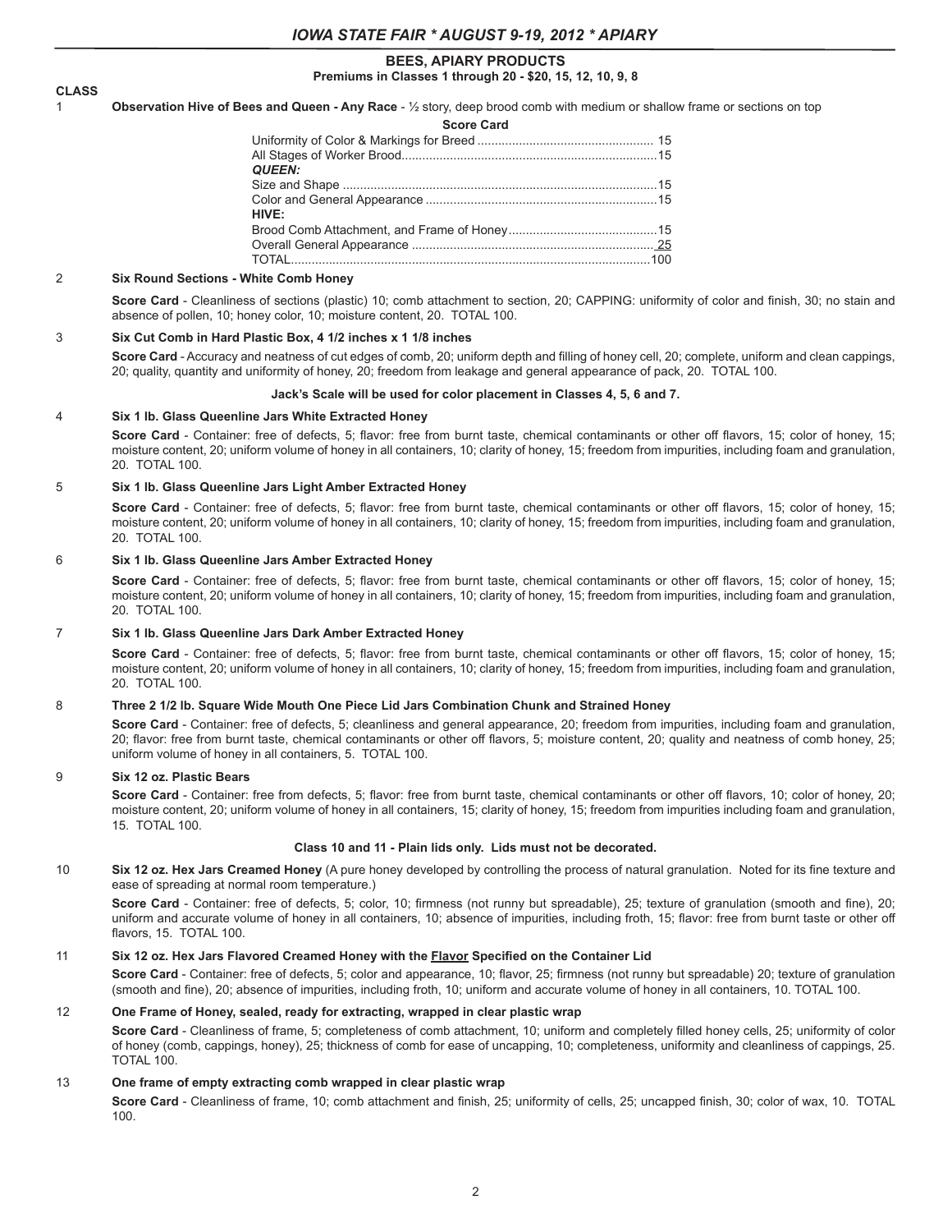## BEES, APIARY PRODUCTS

**Premiums in Classes 1 through 20 - $20, 15, 12, 10, 9, 8**

**CLASS**

1 **Observation Hive of Bees and Queen - Any Race** - ½ story, deep brood comb with medium or shallow frame or sections on top

**Score Card**

| | |
|---|---|
| Uniformity of Color & Markings for Breed | 15 |
| All Stages of Worker Brood | 15 |
| ***QUEEN:*** | |
| Size and Shape | 15 |
| Color and General Appearance | 15 |
| **HIVE:** | |
| Brood Comb Attachment, and Frame of Honey | 15 |
| Overall General Appearance | 25 |
| TOTAL | 100 |

2 **Six Round Sections - White Comb Honey**

**Score Card** - Cleanliness of sections (plastic) 10; comb attachment to section, 20; CAPPING: uniformity of color and finish, 30; no stain and absence of pollen, 10; honey color, 10; moisture content, 20. TOTAL 100.

3 **Six Cut Comb in Hard Plastic Box, 4 1/2 inches x 1 1/8 inches**

**Score Card** - Accuracy and neatness of cut edges of comb, 20; uniform depth and filling of honey cell, 20; complete, uniform and clean cappings, 20; quality, quantity and uniformity of honey, 20; freedom from leakage and general appearance of pack, 20. TOTAL 100.

**Jack's Scale will be used for color placement in Classes 4, 5, 6 and 7.**

4 **Six 1 lb. Glass Queenline Jars White Extracted Honey**

**Score Card** - Container: free of defects, 5; flavor: free from burnt taste, chemical contaminants or other off flavors, 15; color of honey, 15; moisture content, 20; uniform volume of honey in all containers, 10; clarity of honey, 15; freedom from impurities, including foam and granulation, 20. TOTAL 100.

5 **Six 1 lb. Glass Queenline Jars Light Amber Extracted Honey**

**Score Card** - Container: free of defects, 5; flavor: free from burnt taste, chemical contaminants or other off flavors, 15; color of honey, 15; moisture content, 20; uniform volume of honey in all containers, 10; clarity of honey, 15; freedom from impurities, including foam and granulation, 20. TOTAL 100.

6 **Six 1 lb. Glass Queenline Jars Amber Extracted Honey**

**Score Card** - Container: free of defects, 5; flavor: free from burnt taste, chemical contaminants or other off flavors, 15; color of honey, 15; moisture content, 20; uniform volume of honey in all containers, 10; clarity of honey, 15; freedom from impurities, including foam and granulation, 20. TOTAL 100.

7 **Six 1 lb. Glass Queenline Jars Dark Amber Extracted Honey**

**Score Card** - Container: free of defects, 5; flavor: free from burnt taste, chemical contaminants or other off flavors, 15; color of honey, 15; moisture content, 20; uniform volume of honey in all containers, 10; clarity of honey, 15; freedom from impurities, including foam and granulation, 20. TOTAL 100.

8 **Three 2 1/2 lb. Square Wide Mouth One Piece Lid Jars Combination Chunk and Strained Honey**

**Score Card** - Container: free of defects, 5; cleanliness and general appearance, 20; freedom from impurities, including foam and granulation, 20; flavor: free from burnt taste, chemical contaminants or other off flavors, 5; moisture content, 20; quality and neatness of comb honey, 25; uniform volume of honey in all containers, 5. TOTAL 100.

9 **Six 12 oz. Plastic Bears**

**Score Card** - Container: free from defects, 5; flavor: free from burnt taste, chemical contaminants or other off flavors, 10; color of honey, 20; moisture content, 20; uniform volume of honey in all containers, 15; clarity of honey, 15; freedom from impurities including foam and granulation, 15. TOTAL 100.

**Class 10 and 11 - Plain lids only. Lids must not be decorated.**

10 **Six 12 oz. Hex Jars Creamed Honey** (A pure honey developed by controlling the process of natural granulation. Noted for its fine texture and ease of spreading at normal room temperature.)

**Score Card** - Container: free of defects, 5; color, 10; firmness (not runny but spreadable), 25; texture of granulation (smooth and fine), 20; uniform and accurate volume of honey in all containers, 10; absence of impurities, including froth, 15; flavor: free from burnt taste or other off flavors, 15. TOTAL 100.

11 **Six 12 oz. Hex Jars Flavored Creamed Honey with the Flavor Specified on the Container Lid**

**Score Card** - Container: free of defects, 5; color and appearance, 10; flavor, 25; firmness (not runny but spreadable) 20; texture of granulation (smooth and fine), 20; absence of impurities, including froth, 10; uniform and accurate volume of honey in all containers, 10. TOTAL 100.

12 **One Frame of Honey, sealed, ready for extracting, wrapped in clear plastic wrap**

**Score Card** - Cleanliness of frame, 5; completeness of comb attachment, 10; uniform and completely filled honey cells, 25; uniformity of color of honey (comb, cappings, honey), 25; thickness of comb for ease of uncapping, 10; completeness, uniformity and cleanliness of cappings, 25. TOTAL 100.

13 **One frame of empty extracting comb wrapped in clear plastic wrap**

**Score Card** - Cleanliness of frame, 10; comb attachment and finish, 25; uniformity of cells, 25; uncapped finish, 30; color of wax, 10. TOTAL 100.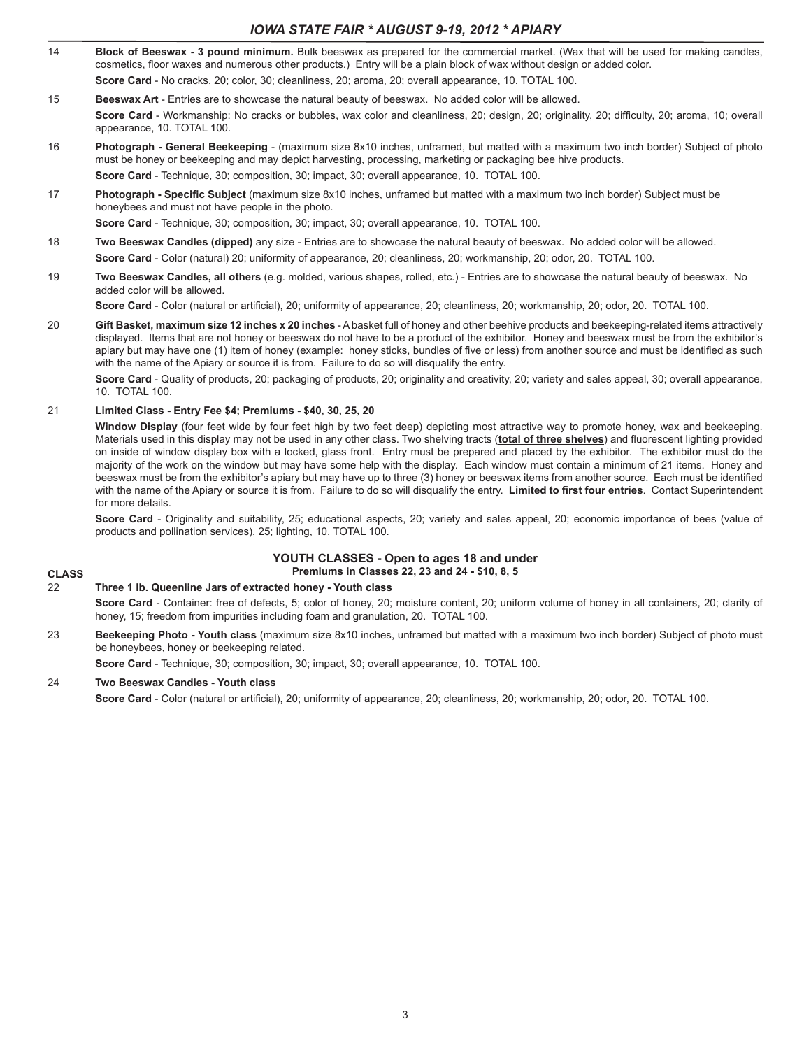14 **Block of Beeswax - 3 pound minimum.** Bulk beeswax as prepared for the commercial market. (Wax that will be used for making candles, cosmetics, floor waxes and numerous other products.) Entry will be a plain block of wax without design or added color.

**Score Card** - No cracks, 20; color, 30; cleanliness, 20; aroma, 20; overall appearance, 10. TOTAL 100.

15 **Beeswax Art** - Entries are to showcase the natural beauty of beeswax. No added color will be allowed.

**Score Card** - Workmanship: No cracks or bubbles, wax color and cleanliness, 20; design, 20; originality, 20; difficulty, 20; aroma, 10; overall appearance, 10. TOTAL 100.

16 **Photograph - General Beekeeping** - (maximum size 8x10 inches, unframed, but matted with a maximum two inch border) Subject of photo must be honey or beekeeping and may depict harvesting, processing, marketing or packaging bee hive products.

**Score Card** - Technique, 30; composition, 30; impact, 30; overall appearance, 10. TOTAL 100.

17 **Photograph - Specific Subject** (maximum size 8x10 inches, unframed but matted with a maximum two inch border) Subject must be honeybees and must not have people in the photo.

**Score Card** - Technique, 30; composition, 30; impact, 30; overall appearance, 10. TOTAL 100.

18 **Two Beeswax Candles (dipped)** any size - Entries are to showcase the natural beauty of beeswax. No added color will be allowed.

**Score Card** - Color (natural) 20; uniformity of appearance, 20; cleanliness, 20; workmanship, 20; odor, 20. TOTAL 100.

19 **Two Beeswax Candles, all others** (e.g. molded, various shapes, rolled, etc.) - Entries are to showcase the natural beauty of beeswax. No added color will be allowed.

**Score Card** - Color (natural or artificial), 20; uniformity of appearance, 20; cleanliness, 20; workmanship, 20; odor, 20. TOTAL 100.

20 **Gift Basket, maximum size 12 inches x 20 inches** - A basket full of honey and other beehive products and beekeeping-related items attractively displayed. Items that are not honey or beeswax do not have to be a product of the exhibitor. Honey and beeswax must be from the exhibitor's apiary but may have one (1) item of honey (example: honey sticks, bundles of five or less) from another source and must be identified as such with the name of the Apiary or source it is from. Failure to do so will disqualify the entry.

**Score Card** - Quality of products, 20; packaging of products, 20; originality and creativity, 20; variety and sales appeal, 30; overall appearance, 10. TOTAL 100.

21 **Limited Class - Entry Fee $4; Premiums - $40, 30, 25, 20**

**Window Display** (four feet wide by four feet high by two feet deep) depicting most attractive way to promote honey, wax and beekeeping. Materials used in this display may not be used in any other class. Two shelving tracts (**total of three shelves**) and fluorescent lighting provided on inside of window display box with a locked, glass front. Entry must be prepared and placed by the exhibitor. The exhibitor must do the majority of the work on the window but may have some help with the display. Each window must contain a minimum of 21 items. Honey and beeswax must be from the exhibitor's apiary but may have up to three (3) honey or beeswax items from another source. Each must be identified with the name of the Apiary or source it is from. Failure to do so will disqualify the entry. **Limited to first four entries**. Contact Superintendent for more details.

**Score Card** - Originality and suitability, 25; educational aspects, 20; variety and sales appeal, 20; economic importance of bees (value of products and pollination services), 25; lighting, 10. TOTAL 100.

## YOUTH CLASSES - Open to ages 18 and under

**Premiums in Classes 22, 23 and 24 - $10, 8, 5**

**CLASS**

22 **Three 1 lb. Queenline Jars of extracted honey - Youth class**

**Score Card** - Container: free of defects, 5; color of honey, 20; moisture content, 20; uniform volume of honey in all containers, 20; clarity of honey, 15; freedom from impurities including foam and granulation, 20. TOTAL 100.

23 **Beekeeping Photo - Youth class** (maximum size 8x10 inches, unframed but matted with a maximum two inch border) Subject of photo must be honeybees, honey or beekeeping related.

**Score Card** - Technique, 30; composition, 30; impact, 30; overall appearance, 10. TOTAL 100.

24 **Two Beeswax Candles - Youth class**

**Score Card** - Color (natural or artificial), 20; uniformity of appearance, 20; cleanliness, 20; workmanship, 20; odor, 20. TOTAL 100.